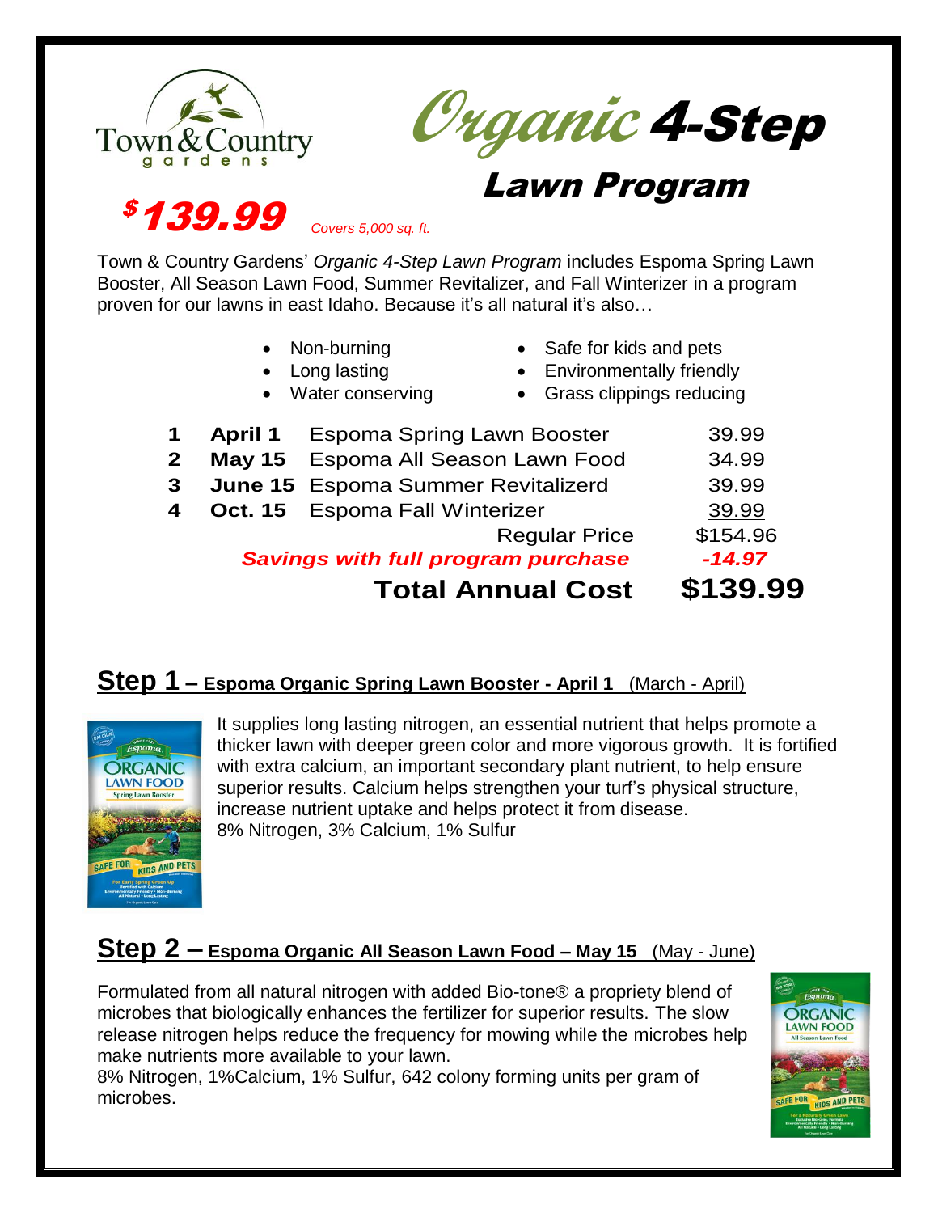Town & Country gardens

# *Organic* 4-Step Lawn Program

**$139.99** *Covers 5,000 sq. ft.*

Town & Country Gardens' *Organic 4-Step Lawn Program* includes Espoma Spring Lawn Booster, All Season Lawn Food, Summer Revitalizer, and Fall Winterizer in a program proven for our lawns in east Idaho. Because it's all natural it's also…

- Non-burning
- Long lasting
- Water conserving
- Safe for kids and pets
- Environmentally friendly
- Grass clippings reducing

| | | | |
|---|---|---|---|
| 1 | **April 1** | Espoma Spring Lawn Booster | 39.99 |
| 2 | **May 15** | Espoma All Season Lawn Food | 34.99 |
| 3 | **June 15** | Espoma Summer Revitalizerd | 39.99 |
| 4 | **Oct. 15** | Espoma Fall Winterizer | 39.99 |
| | | Regular Price | $154.96 |
| | | ***Savings with full program purchase*** | ***-14.97*** |
| | | **Total Annual Cost** | **$139.99** |

## Step 1 – Espoma Organic Spring Lawn Booster - April 1 (March - April)

It supplies long lasting nitrogen, an essential nutrient that helps promote a thicker lawn with deeper green color and more vigorous growth. It is fortified with extra calcium, an important secondary plant nutrient, to help ensure superior results. Calcium helps strengthen your turf's physical structure, increase nutrient uptake and helps protect it from disease.
8% Nitrogen, 3% Calcium, 1% Sulfur

## Step 2 – Espoma Organic All Season Lawn Food – May 15 (May - June)

Formulated from all natural nitrogen with added Bio-tone® a propriety blend of microbes that biologically enhances the fertilizer for superior results. The slow release nitrogen helps reduce the frequency for mowing while the microbes help make nutrients more available to your lawn.
8% Nitrogen, 1%Calcium, 1% Sulfur, 642 colony forming units per gram of microbes.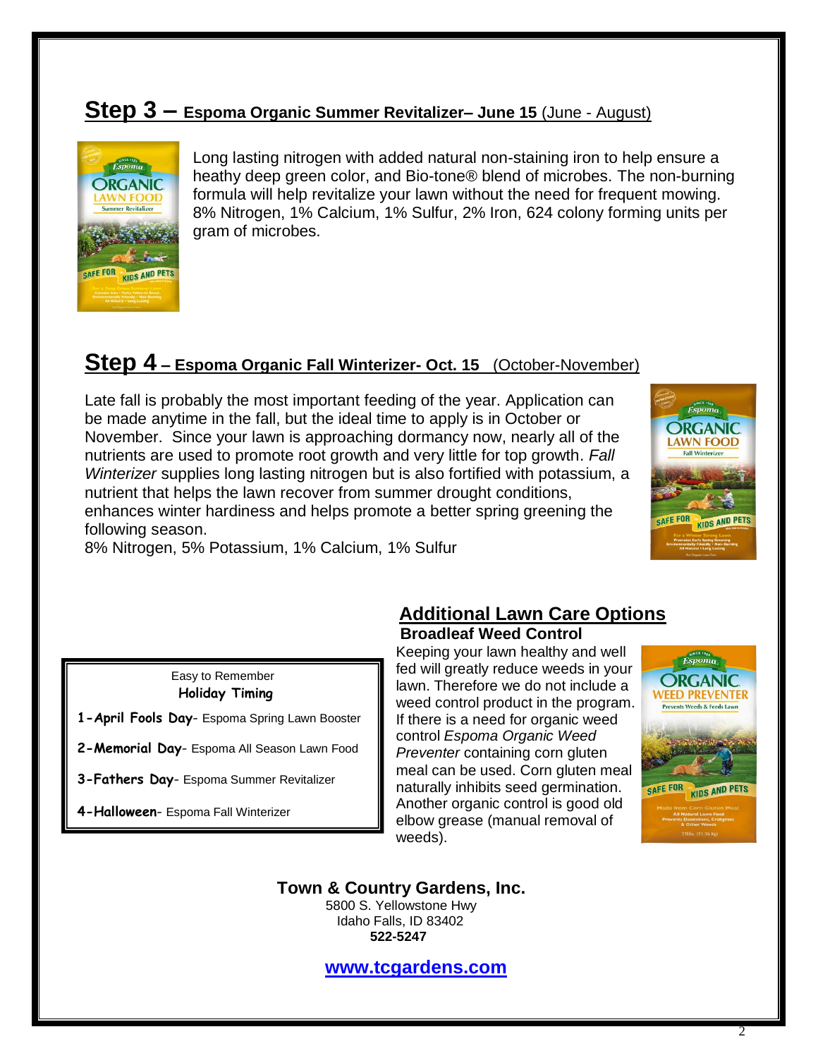## Step 3 – Espoma Organic Summer Revitalizer– June 15 (June - August)

Long lasting nitrogen with added natural non-staining iron to help ensure a heathy deep green color, and Bio-tone® blend of microbes. The non-burning formula will help revitalize your lawn without the need for frequent mowing. 8% Nitrogen, 1% Calcium, 1% Sulfur, 2% Iron, 624 colony forming units per gram of microbes.

## Step 4 – Espoma Organic Fall Winterizer- Oct. 15 (October-November)

Late fall is probably the most important feeding of the year. Application can be made anytime in the fall, but the ideal time to apply is in October or November. Since your lawn is approaching dormancy now, nearly all of the nutrients are used to promote root growth and very little for top growth. *Fall Winterizer* supplies long lasting nitrogen but is also fortified with potassium, a nutrient that helps the lawn recover from summer drought conditions, enhances winter hardiness and helps promote a better spring greening the following season.

8% Nitrogen, 5% Potassium, 1% Calcium, 1% Sulfur

## Additional Lawn Care Options

### Broadleaf Weed Control

Keeping your lawn healthy and well fed will greatly reduce weeds in your lawn. Therefore we do not include a weed control product in the program. If there is a need for organic weed control *Espoma Organic Weed Preventer* containing corn gluten meal can be used. Corn gluten meal naturally inhibits seed germination. Another organic control is good old elbow grease (manual removal of weeds).

Easy to Remember

**Holiday Timing**

**1-April Fools Day**- Espoma Spring Lawn Booster

**2-Memorial Day**- Espoma All Season Lawn Food

**3-Fathers Day**- Espoma Summer Revitalizer

**4-Halloween**- Espoma Fall Winterizer

**Town & Country Gardens, Inc.**

5800 S. Yellowstone Hwy
Idaho Falls, ID 83402
**522-5247**

**www.tcgardens.com**